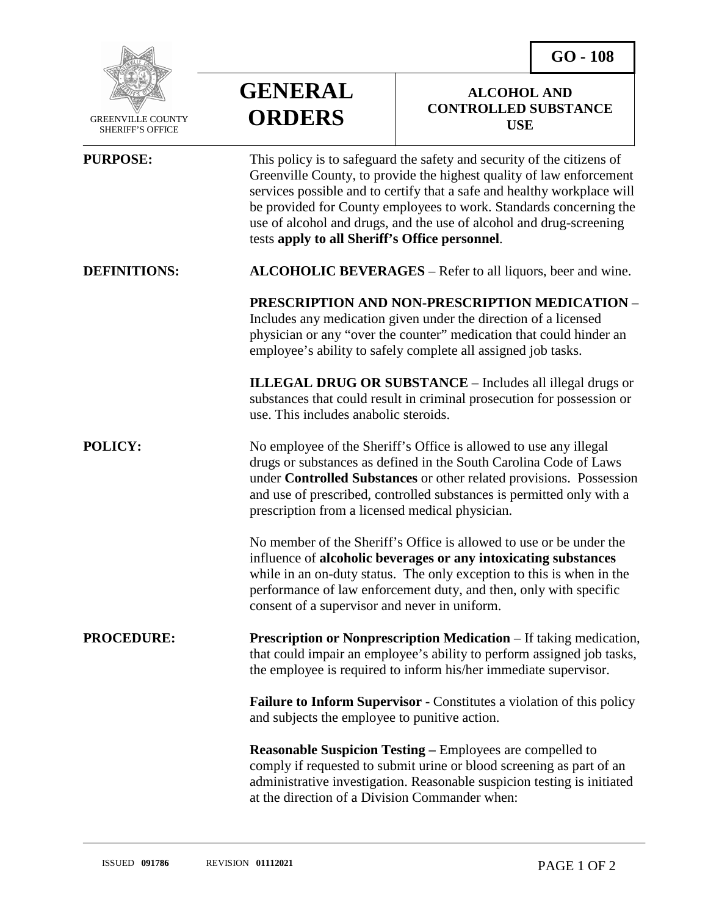GREENVILLE COUNTY SHERIFF'S OFFICE

# GENERAL ORDERS

## GO - 108

## ALCOHOL AND CONTROLLED SUBSTANCE USE

**PURPOSE:** This policy is to safeguard the safety and security of the citizens of Greenville County, to provide the highest quality of law enforcement services possible and to certify that a safe and healthy workplace will be provided for County employees to work. Standards concerning the use of alcohol and drugs, and the use of alcohol and drug-screening tests **apply to all Sheriff's Office personnel**.

**DEFINITIONS:**

**ALCOHOLIC BEVERAGES** – Refer to all liquors, beer and wine.

**PRESCRIPTION AND NON-PRESCRIPTION MEDICATION** – Includes any medication given under the direction of a licensed physician or any "over the counter" medication that could hinder an employee's ability to safely complete all assigned job tasks.

**ILLEGAL DRUG OR SUBSTANCE** – Includes all illegal drugs or substances that could result in criminal prosecution for possession or use. This includes anabolic steroids.

**POLICY:** No employee of the Sheriff's Office is allowed to use any illegal drugs or substances as defined in the South Carolina Code of Laws under **Controlled Substances** or other related provisions. Possession and use of prescribed, controlled substances is permitted only with a prescription from a licensed medical physician.

No member of the Sheriff's Office is allowed to use or be under the influence of **alcoholic beverages or any intoxicating substances** while in an on-duty status. The only exception to this is when in the performance of law enforcement duty, and then, only with specific consent of a supervisor and never in uniform.

**PROCEDURE:**

**Prescription or Nonprescription Medication** – If taking medication, that could impair an employee's ability to perform assigned job tasks, the employee is required to inform his/her immediate supervisor.

**Failure to Inform Supervisor** - Constitutes a violation of this policy and subjects the employee to punitive action.

**Reasonable Suspicion Testing –** Employees are compelled to comply if requested to submit urine or blood screening as part of an administrative investigation. Reasonable suspicion testing is initiated at the direction of a Division Commander when:

ISSUED **091786** REVISION **01112021**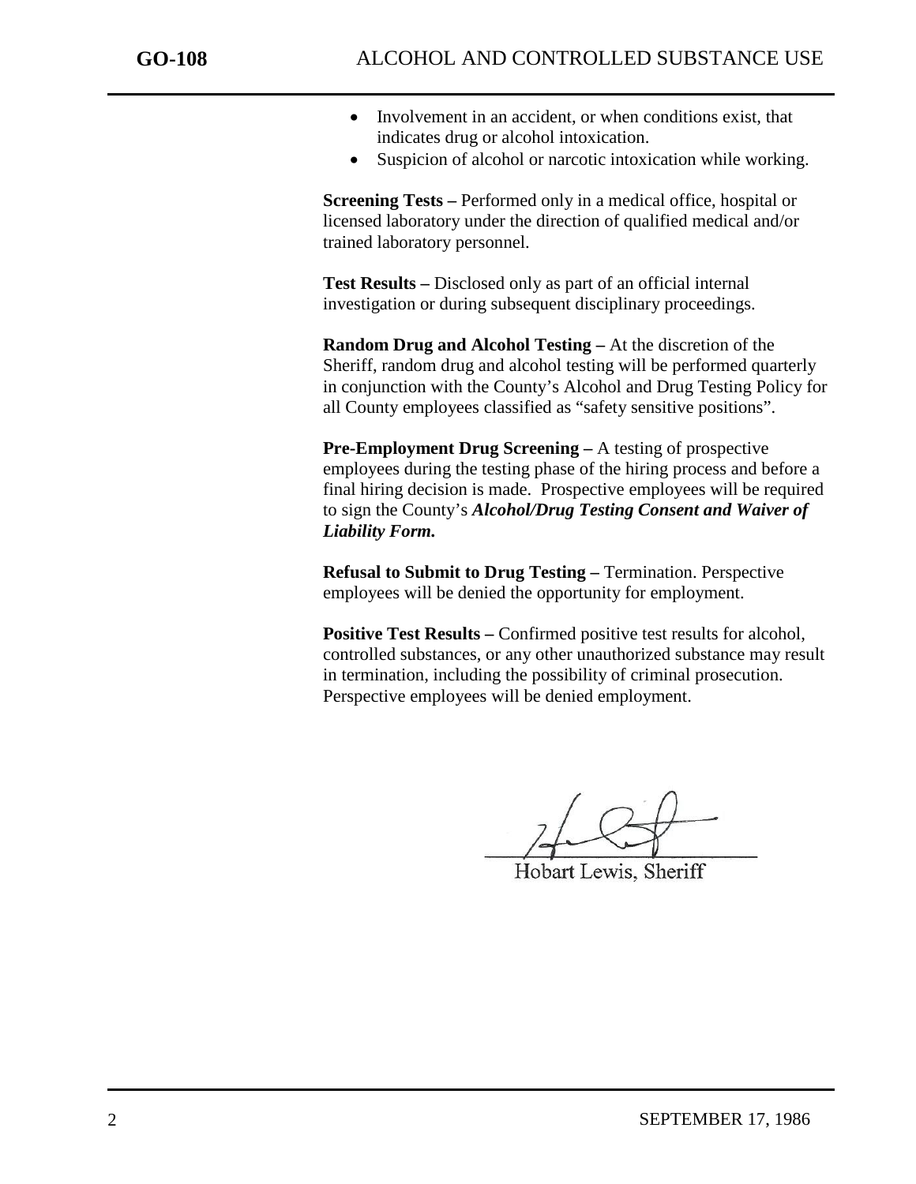- Involvement in an accident, or when conditions exist, that indicates drug or alcohol intoxication.
- Suspicion of alcohol or narcotic intoxication while working.

**Screening Tests –** Performed only in a medical office, hospital or licensed laboratory under the direction of qualified medical and/or trained laboratory personnel.

**Test Results –** Disclosed only as part of an official internal investigation or during subsequent disciplinary proceedings.

**Random Drug and Alcohol Testing –** At the discretion of the Sheriff, random drug and alcohol testing will be performed quarterly in conjunction with the County's Alcohol and Drug Testing Policy for all County employees classified as "safety sensitive positions".

**Pre-Employment Drug Screening –** A testing of prospective employees during the testing phase of the hiring process and before a final hiring decision is made. Prospective employees will be required to sign the County's ***Alcohol/Drug Testing Consent and Waiver of Liability Form.***

**Refusal to Submit to Drug Testing –** Termination. Perspective employees will be denied the opportunity for employment.

**Positive Test Results –** Confirmed positive test results for alcohol, controlled substances, or any other unauthorized substance may result in termination, including the possibility of criminal prosecution. Perspective employees will be denied employment.

Hobart Lewis, Sheriff

SEPTEMBER 17, 1986